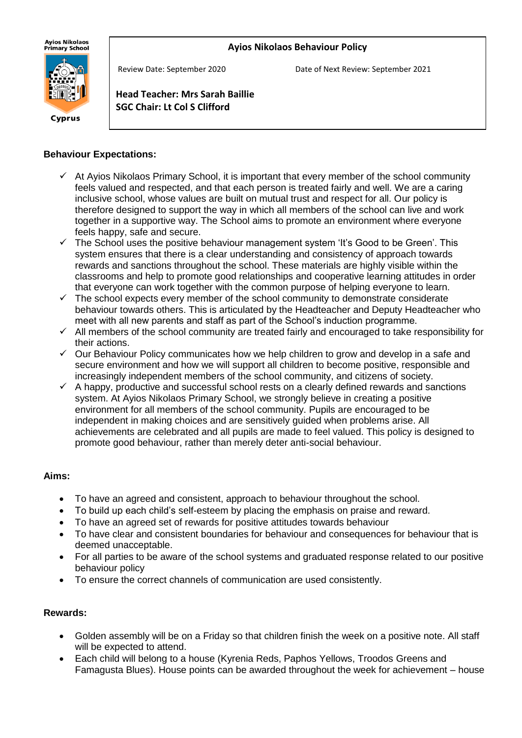Ayios Nikolaos Primary School

Cyprus

**Ayios Nikolaos Behaviour Policy**

Review Date: September 2020 Date of Next Review: September 2021

**Head Teacher: Mrs Sarah Baillie**
**SGC Chair: Lt Col S Clifford**

## Behaviour Expectations:

- ✓ At Ayios Nikolaos Primary School, it is important that every member of the school community feels valued and respected, and that each person is treated fairly and well. We are a caring inclusive school, whose values are built on mutual trust and respect for all. Our policy is therefore designed to support the way in which all members of the school can live and work together in a supportive way. The School aims to promote an environment where everyone feels happy, safe and secure.
- ✓ The School uses the positive behaviour management system 'It's Good to be Green'. This system ensures that there is a clear understanding and consistency of approach towards rewards and sanctions throughout the school. These materials are highly visible within the classrooms and help to promote good relationships and cooperative learning attitudes in order that everyone can work together with the common purpose of helping everyone to learn.
- ✓ The school expects every member of the school community to demonstrate considerate behaviour towards others. This is articulated by the Headteacher and Deputy Headteacher who meet with all new parents and staff as part of the School's induction programme.
- ✓ All members of the school community are treated fairly and encouraged to take responsibility for their actions.
- ✓ Our Behaviour Policy communicates how we help children to grow and develop in a safe and secure environment and how we will support all children to become positive, responsible and increasingly independent members of the school community, and citizens of society.
- ✓ A happy, productive and successful school rests on a clearly defined rewards and sanctions system. At Ayios Nikolaos Primary School, we strongly believe in creating a positive environment for all members of the school community. Pupils are encouraged to be independent in making choices and are sensitively guided when problems arise. All achievements are celebrated and all pupils are made to feel valued. This policy is designed to promote good behaviour, rather than merely deter anti-social behaviour.

## Aims:

- To have an agreed and consistent, approach to behaviour throughout the school.
- To build up each child's self-esteem by placing the emphasis on praise and reward.
- To have an agreed set of rewards for positive attitudes towards behaviour
- To have clear and consistent boundaries for behaviour and consequences for behaviour that is deemed unacceptable.
- For all parties to be aware of the school systems and graduated response related to our positive behaviour policy
- To ensure the correct channels of communication are used consistently.

## Rewards:

- Golden assembly will be on a Friday so that children finish the week on a positive note. All staff will be expected to attend.
- Each child will belong to a house (Kyrenia Reds, Paphos Yellows, Troodos Greens and Famagusta Blues). House points can be awarded throughout the week for achievement – house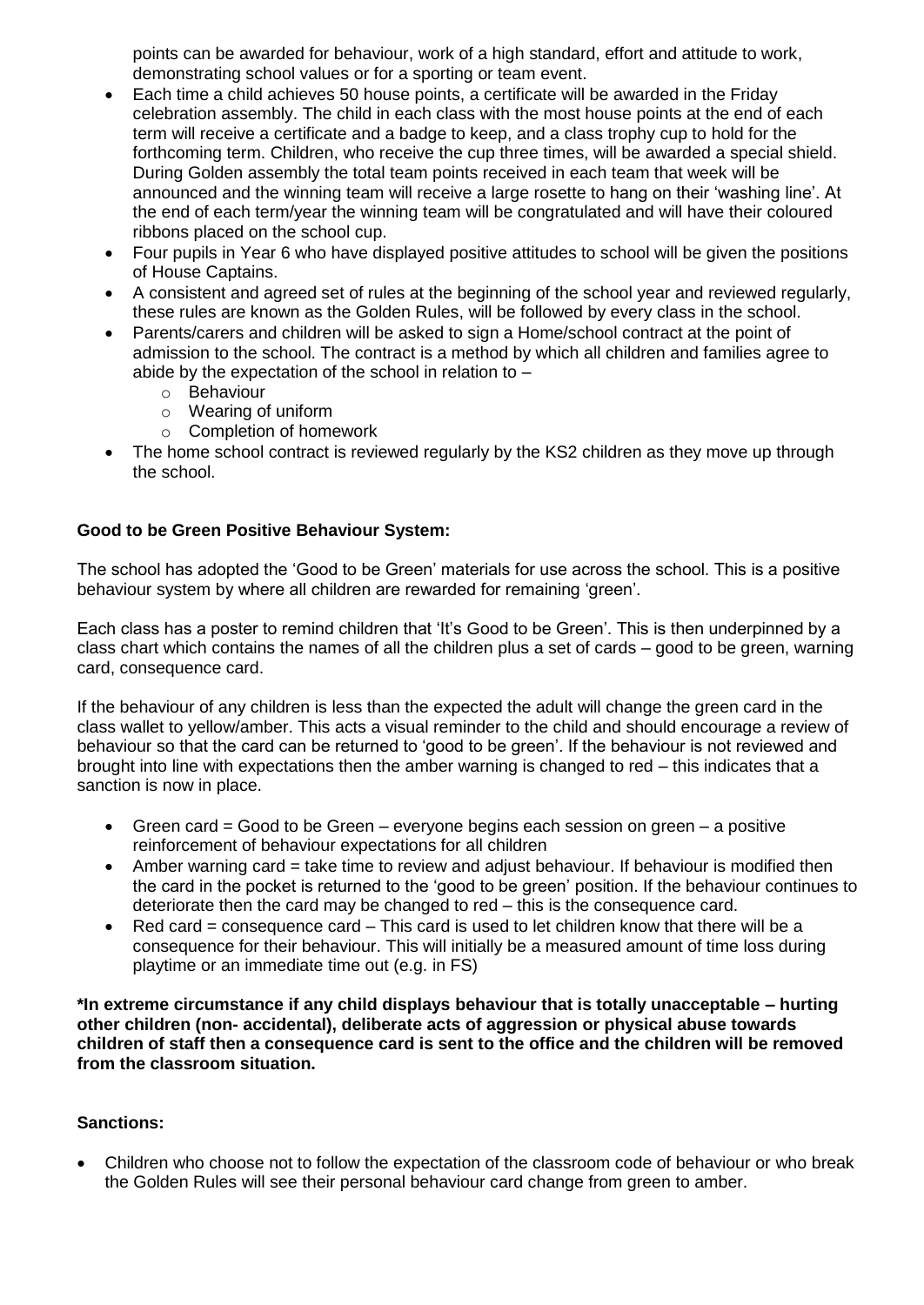points can be awarded for behaviour, work of a high standard, effort and attitude to work, demonstrating school values or for a sporting or team event.

- Each time a child achieves 50 house points, a certificate will be awarded in the Friday celebration assembly. The child in each class with the most house points at the end of each term will receive a certificate and a badge to keep, and a class trophy cup to hold for the forthcoming term. Children, who receive the cup three times, will be awarded a special shield. During Golden assembly the total team points received in each team that week will be announced and the winning team will receive a large rosette to hang on their 'washing line'. At the end of each term/year the winning team will be congratulated and will have their coloured ribbons placed on the school cup.
- Four pupils in Year 6 who have displayed positive attitudes to school will be given the positions of House Captains.
- A consistent and agreed set of rules at the beginning of the school year and reviewed regularly, these rules are known as the Golden Rules, will be followed by every class in the school.
- Parents/carers and children will be asked to sign a Home/school contract at the point of admission to the school. The contract is a method by which all children and families agree to abide by the expectation of the school in relation to –
  - Behaviour
  - Wearing of uniform
  - Completion of homework
- The home school contract is reviewed regularly by the KS2 children as they move up through the school.

**Good to be Green Positive Behaviour System:**

The school has adopted the 'Good to be Green' materials for use across the school. This is a positive behaviour system by where all children are rewarded for remaining 'green'.

Each class has a poster to remind children that 'It's Good to be Green'. This is then underpinned by a class chart which contains the names of all the children plus a set of cards – good to be green, warning card, consequence card.

If the behaviour of any children is less than the expected the adult will change the green card in the class wallet to yellow/amber. This acts a visual reminder to the child and should encourage a review of behaviour so that the card can be returned to 'good to be green'. If the behaviour is not reviewed and brought into line with expectations then the amber warning is changed to red – this indicates that a sanction is now in place.

- Green card = Good to be Green – everyone begins each session on green – a positive reinforcement of behaviour expectations for all children
- Amber warning card = take time to review and adjust behaviour. If behaviour is modified then the card in the pocket is returned to the 'good to be green' position. If the behaviour continues to deteriorate then the card may be changed to red – this is the consequence card.
- Red card = consequence card – This card is used to let children know that there will be a consequence for their behaviour. This will initially be a measured amount of time loss during playtime or an immediate time out (e.g. in FS)

**\*In extreme circumstance if any child displays behaviour that is totally unacceptable – hurting other children (non- accidental), deliberate acts of aggression or physical abuse towards children of staff then a consequence card is sent to the office and the children will be removed from the classroom situation.**

**Sanctions:**

- Children who choose not to follow the expectation of the classroom code of behaviour or who break the Golden Rules will see their personal behaviour card change from green to amber.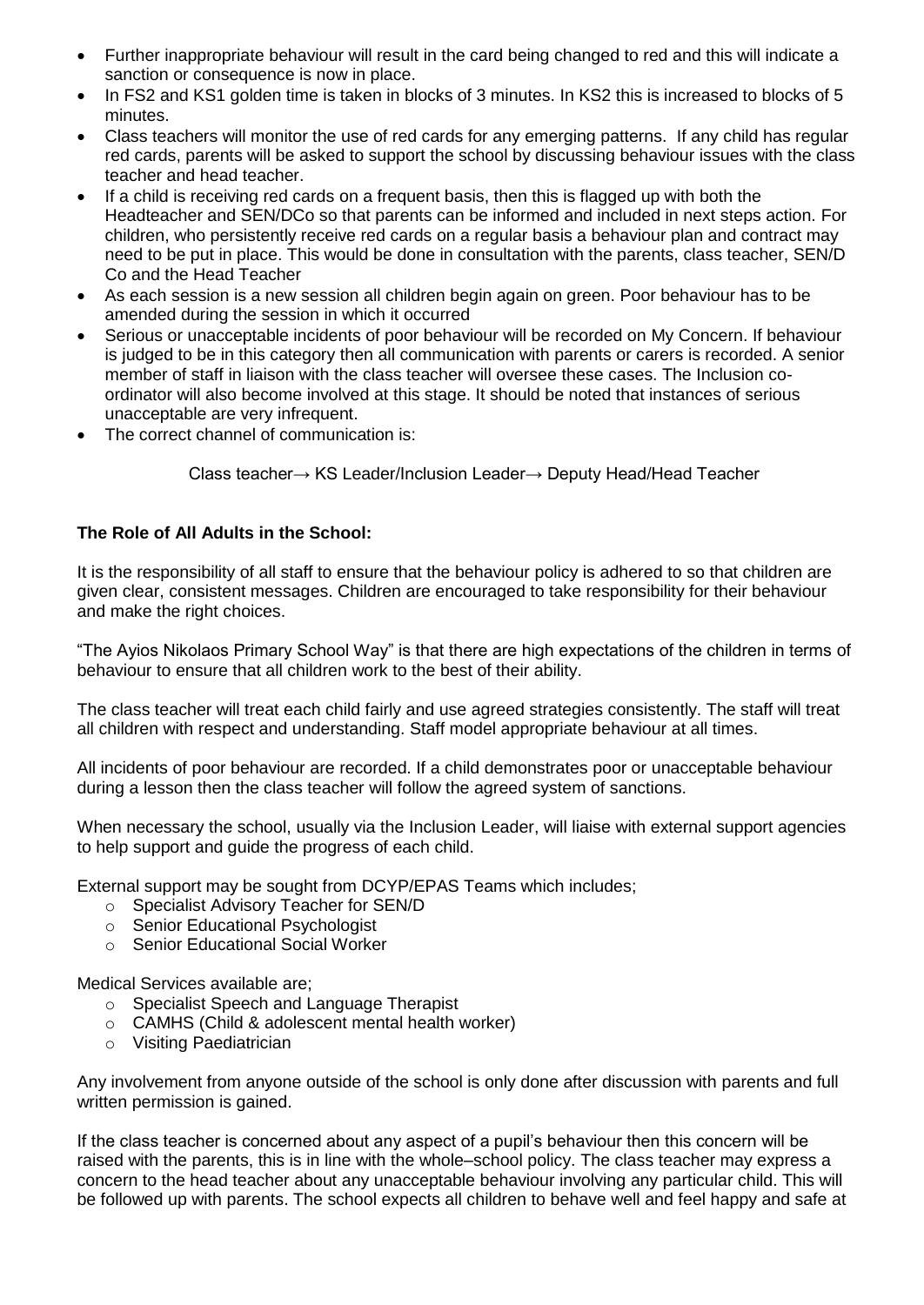- Further inappropriate behaviour will result in the card being changed to red and this will indicate a sanction or consequence is now in place.
- In FS2 and KS1 golden time is taken in blocks of 3 minutes. In KS2 this is increased to blocks of 5 minutes.
- Class teachers will monitor the use of red cards for any emerging patterns. If any child has regular red cards, parents will be asked to support the school by discussing behaviour issues with the class teacher and head teacher.
- If a child is receiving red cards on a frequent basis, then this is flagged up with both the Headteacher and SEN/DCo so that parents can be informed and included in next steps action. For children, who persistently receive red cards on a regular basis a behaviour plan and contract may need to be put in place. This would be done in consultation with the parents, class teacher, SEN/D Co and the Head Teacher
- As each session is a new session all children begin again on green. Poor behaviour has to be amended during the session in which it occurred
- Serious or unacceptable incidents of poor behaviour will be recorded on My Concern. If behaviour is judged to be in this category then all communication with parents or carers is recorded. A senior member of staff in liaison with the class teacher will oversee these cases. The Inclusion co-ordinator will also become involved at this stage. It should be noted that instances of serious unacceptable are very infrequent.
- The correct channel of communication is:

  Class teacher→ KS Leader/Inclusion Leader→ Deputy Head/Head Teacher

**The Role of All Adults in the School:**

It is the responsibility of all staff to ensure that the behaviour policy is adhered to so that children are given clear, consistent messages. Children are encouraged to take responsibility for their behaviour and make the right choices.

"The Ayios Nikolaos Primary School Way" is that there are high expectations of the children in terms of behaviour to ensure that all children work to the best of their ability.

The class teacher will treat each child fairly and use agreed strategies consistently. The staff will treat all children with respect and understanding. Staff model appropriate behaviour at all times.

All incidents of poor behaviour are recorded. If a child demonstrates poor or unacceptable behaviour during a lesson then the class teacher will follow the agreed system of sanctions.

When necessary the school, usually via the Inclusion Leader, will liaise with external support agencies to help support and guide the progress of each child.

External support may be sought from DCYP/EPAS Teams which includes;

- Specialist Advisory Teacher for SEN/D
- Senior Educational Psychologist
- Senior Educational Social Worker

Medical Services available are;

- Specialist Speech and Language Therapist
- CAMHS (Child & adolescent mental health worker)
- Visiting Paediatrician

Any involvement from anyone outside of the school is only done after discussion with parents and full written permission is gained.

If the class teacher is concerned about any aspect of a pupil's behaviour then this concern will be raised with the parents, this is in line with the whole–school policy. The class teacher may express a concern to the head teacher about any unacceptable behaviour involving any particular child. This will be followed up with parents. The school expects all children to behave well and feel happy and safe at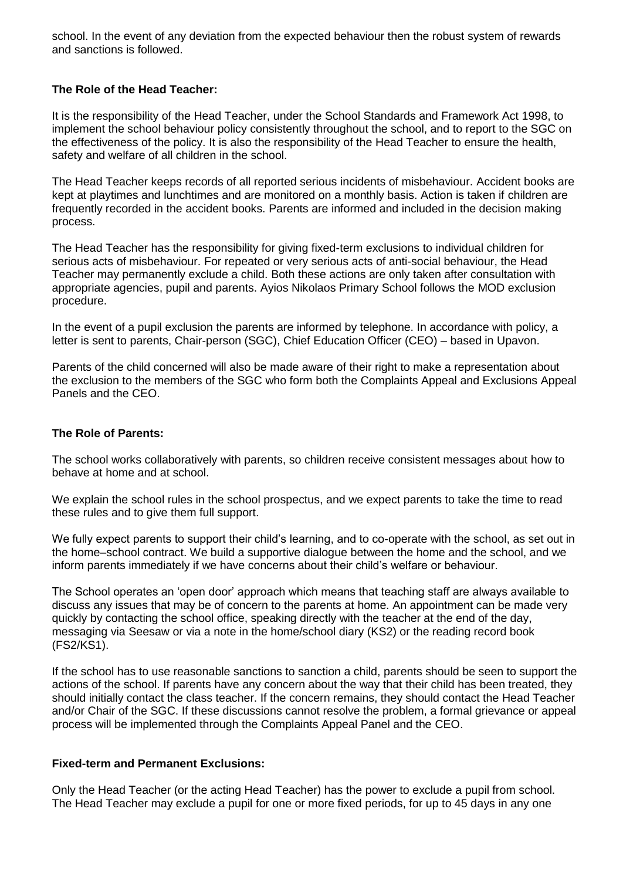school. In the event of any deviation from the expected behaviour then the robust system of rewards and sanctions is followed.

**The Role of the Head Teacher:**

It is the responsibility of the Head Teacher, under the School Standards and Framework Act 1998, to implement the school behaviour policy consistently throughout the school, and to report to the SGC on the effectiveness of the policy. It is also the responsibility of the Head Teacher to ensure the health, safety and welfare of all children in the school.

The Head Teacher keeps records of all reported serious incidents of misbehaviour. Accident books are kept at playtimes and lunchtimes and are monitored on a monthly basis. Action is taken if children are frequently recorded in the accident books. Parents are informed and included in the decision making process.

The Head Teacher has the responsibility for giving fixed-term exclusions to individual children for serious acts of misbehaviour. For repeated or very serious acts of anti-social behaviour, the Head Teacher may permanently exclude a child. Both these actions are only taken after consultation with appropriate agencies, pupil and parents. Ayios Nikolaos Primary School follows the MOD exclusion procedure.

In the event of a pupil exclusion the parents are informed by telephone. In accordance with policy, a letter is sent to parents, Chair-person (SGC), Chief Education Officer (CEO) – based in Upavon.

Parents of the child concerned will also be made aware of their right to make a representation about the exclusion to the members of the SGC who form both the Complaints Appeal and Exclusions Appeal Panels and the CEO.

**The Role of Parents:**

The school works collaboratively with parents, so children receive consistent messages about how to behave at home and at school.

We explain the school rules in the school prospectus, and we expect parents to take the time to read these rules and to give them full support.

We fully expect parents to support their child's learning, and to co-operate with the school, as set out in the home–school contract. We build a supportive dialogue between the home and the school, and we inform parents immediately if we have concerns about their child's welfare or behaviour.

The School operates an 'open door' approach which means that teaching staff are always available to discuss any issues that may be of concern to the parents at home. An appointment can be made very quickly by contacting the school office, speaking directly with the teacher at the end of the day, messaging via Seesaw or via a note in the home/school diary (KS2) or the reading record book (FS2/KS1).

If the school has to use reasonable sanctions to sanction a child, parents should be seen to support the actions of the school. If parents have any concern about the way that their child has been treated, they should initially contact the class teacher. If the concern remains, they should contact the Head Teacher and/or Chair of the SGC. If these discussions cannot resolve the problem, a formal grievance or appeal process will be implemented through the Complaints Appeal Panel and the CEO.

**Fixed-term and Permanent Exclusions:**

Only the Head Teacher (or the acting Head Teacher) has the power to exclude a pupil from school. The Head Teacher may exclude a pupil for one or more fixed periods, for up to 45 days in any one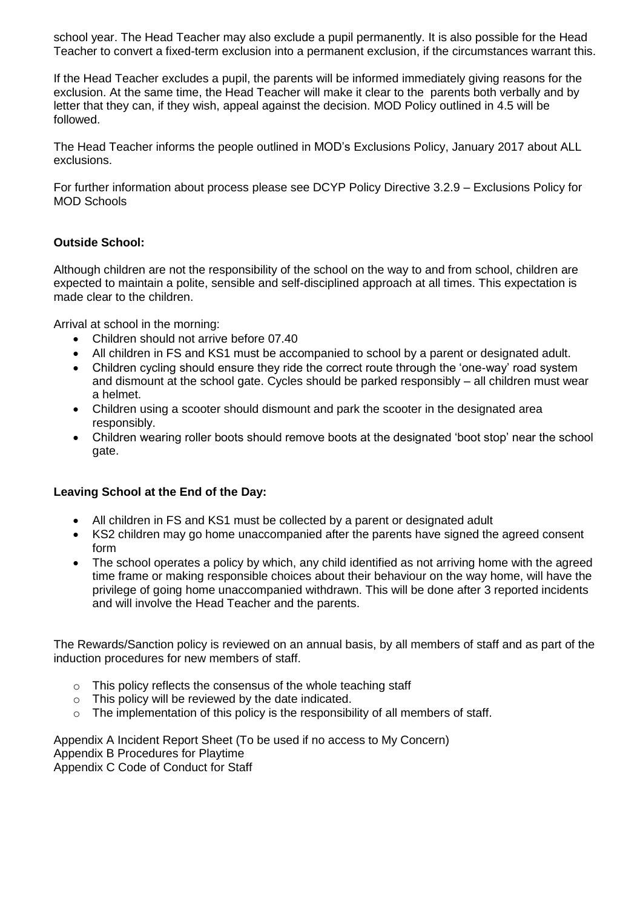school year. The Head Teacher may also exclude a pupil permanently. It is also possible for the Head Teacher to convert a fixed-term exclusion into a permanent exclusion, if the circumstances warrant this.

If the Head Teacher excludes a pupil, the parents will be informed immediately giving reasons for the exclusion. At the same time, the Head Teacher will make it clear to the parents both verbally and by letter that they can, if they wish, appeal against the decision. MOD Policy outlined in 4.5 will be followed.

The Head Teacher informs the people outlined in MOD's Exclusions Policy, January 2017 about ALL exclusions.

For further information about process please see DCYP Policy Directive 3.2.9 – Exclusions Policy for MOD Schools

**Outside School:**

Although children are not the responsibility of the school on the way to and from school, children are expected to maintain a polite, sensible and self-disciplined approach at all times. This expectation is made clear to the children.

Arrival at school in the morning:

- Children should not arrive before 07.40
- All children in FS and KS1 must be accompanied to school by a parent or designated adult.
- Children cycling should ensure they ride the correct route through the 'one-way' road system and dismount at the school gate. Cycles should be parked responsibly – all children must wear a helmet.
- Children using a scooter should dismount and park the scooter in the designated area responsibly.
- Children wearing roller boots should remove boots at the designated 'boot stop' near the school gate.

**Leaving School at the End of the Day:**

- All children in FS and KS1 must be collected by a parent or designated adult
- KS2 children may go home unaccompanied after the parents have signed the agreed consent form
- The school operates a policy by which, any child identified as not arriving home with the agreed time frame or making responsible choices about their behaviour on the way home, will have the privilege of going home unaccompanied withdrawn. This will be done after 3 reported incidents and will involve the Head Teacher and the parents.

The Rewards/Sanction policy is reviewed on an annual basis, by all members of staff and as part of the induction procedures for new members of staff.

- This policy reflects the consensus of the whole teaching staff
- This policy will be reviewed by the date indicated.
- The implementation of this policy is the responsibility of all members of staff.

Appendix A Incident Report Sheet (To be used if no access to My Concern)
Appendix B Procedures for Playtime
Appendix C Code of Conduct for Staff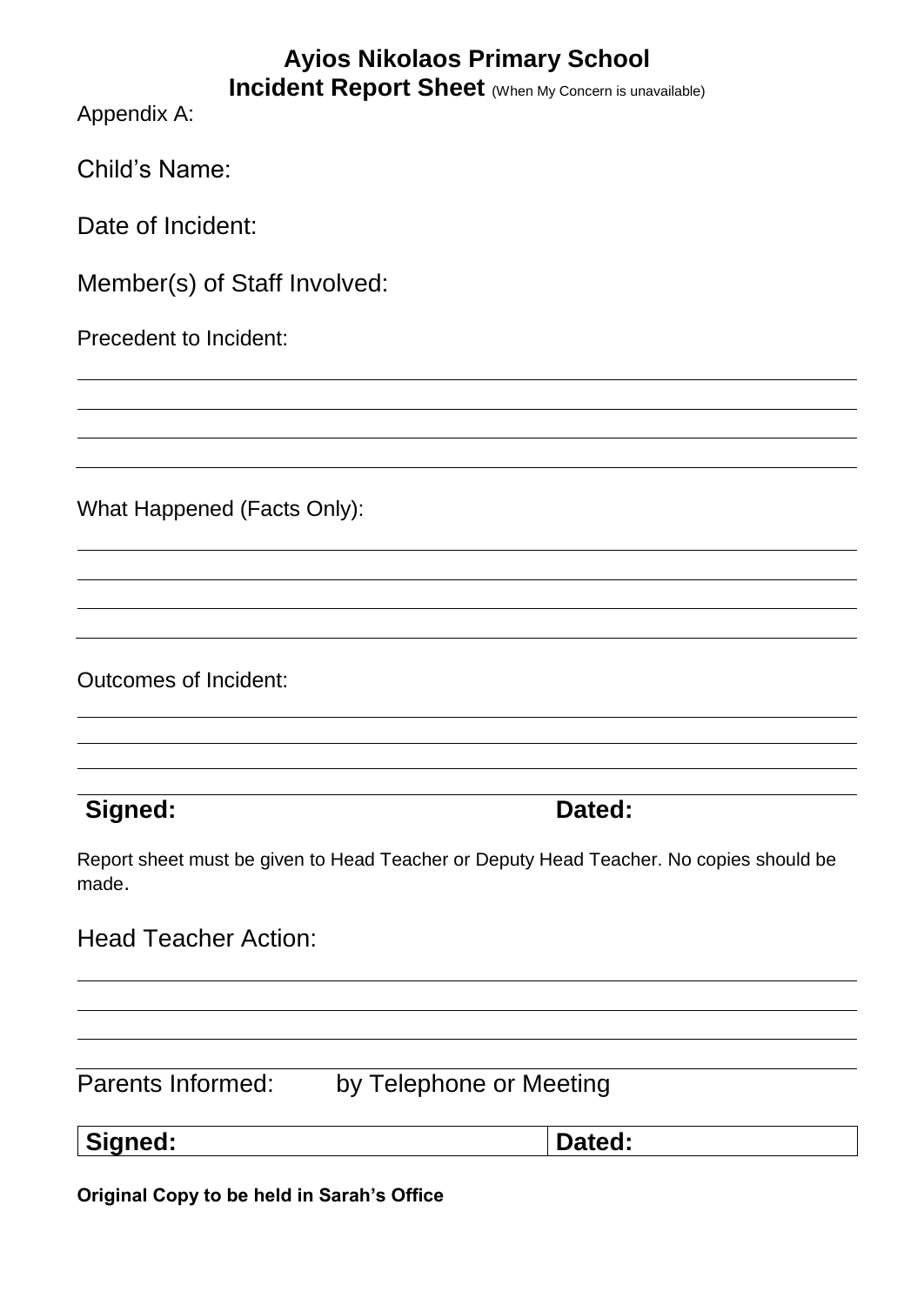# Ayios Nikolaos Primary School
## Incident Report Sheet (When My Concern is unavailable)

Appendix A:

Child's Name:

Date of Incident:

Member(s) of Staff Involved:

Precedent to Incident:

What Happened (Facts Only):

Outcomes of Incident:

**Signed:** **Dated:**

Report sheet must be given to Head Teacher or Deputy Head Teacher. No copies should be made.

Head Teacher Action:

Parents Informed: by Telephone or Meeting

| **Signed:** | **Dated:** |
|---|---|

**Original Copy to be held in Sarah's Office**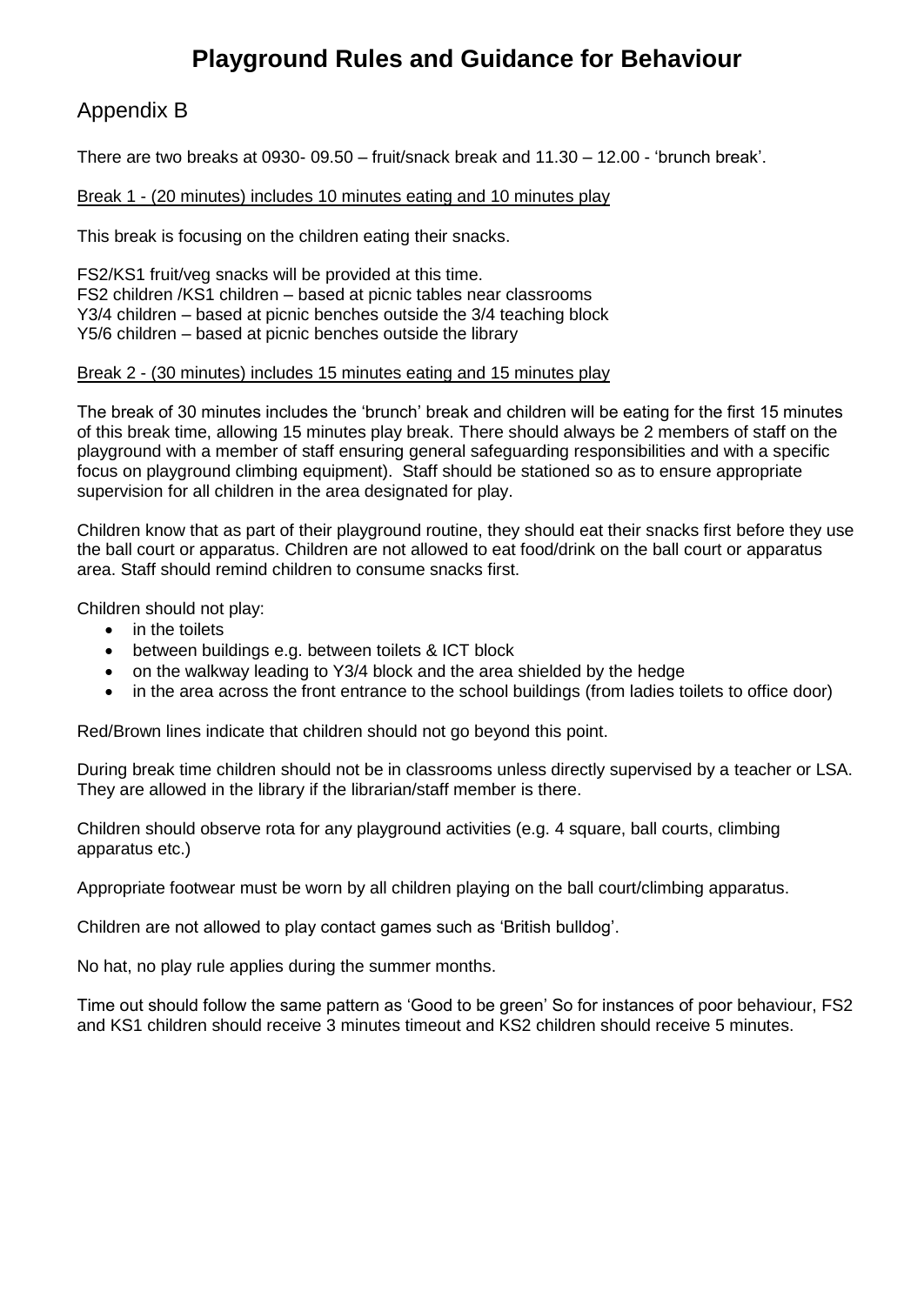# Playground Rules and Guidance for Behaviour

## Appendix B

There are two breaks at 0930- 09.50 – fruit/snack break and 11.30 – 12.00 - 'brunch break'.

Break 1 - (20 minutes) includes 10 minutes eating and 10 minutes play

This break is focusing on the children eating their snacks.

FS2/KS1 fruit/veg snacks will be provided at this time.
FS2 children /KS1 children – based at picnic tables near classrooms
Y3/4 children – based at picnic benches outside the 3/4 teaching block
Y5/6 children – based at picnic benches outside the library

Break 2 - (30 minutes) includes 15 minutes eating and 15 minutes play

The break of 30 minutes includes the 'brunch' break and children will be eating for the first 15 minutes of this break time, allowing 15 minutes play break. There should always be 2 members of staff on the playground with a member of staff ensuring general safeguarding responsibilities and with a specific focus on playground climbing equipment). Staff should be stationed so as to ensure appropriate supervision for all children in the area designated for play.

Children know that as part of their playground routine, they should eat their snacks first before they use the ball court or apparatus. Children are not allowed to eat food/drink on the ball court or apparatus area. Staff should remind children to consume snacks first.

Children should not play:

- in the toilets
- between buildings e.g. between toilets & ICT block
- on the walkway leading to Y3/4 block and the area shielded by the hedge
- in the area across the front entrance to the school buildings (from ladies toilets to office door)

Red/Brown lines indicate that children should not go beyond this point.

During break time children should not be in classrooms unless directly supervised by a teacher or LSA. They are allowed in the library if the librarian/staff member is there.

Children should observe rota for any playground activities (e.g. 4 square, ball courts, climbing apparatus etc.)

Appropriate footwear must be worn by all children playing on the ball court/climbing apparatus.

Children are not allowed to play contact games such as 'British bulldog'.

No hat, no play rule applies during the summer months.

Time out should follow the same pattern as 'Good to be green' So for instances of poor behaviour, FS2 and KS1 children should receive 3 minutes timeout and KS2 children should receive 5 minutes.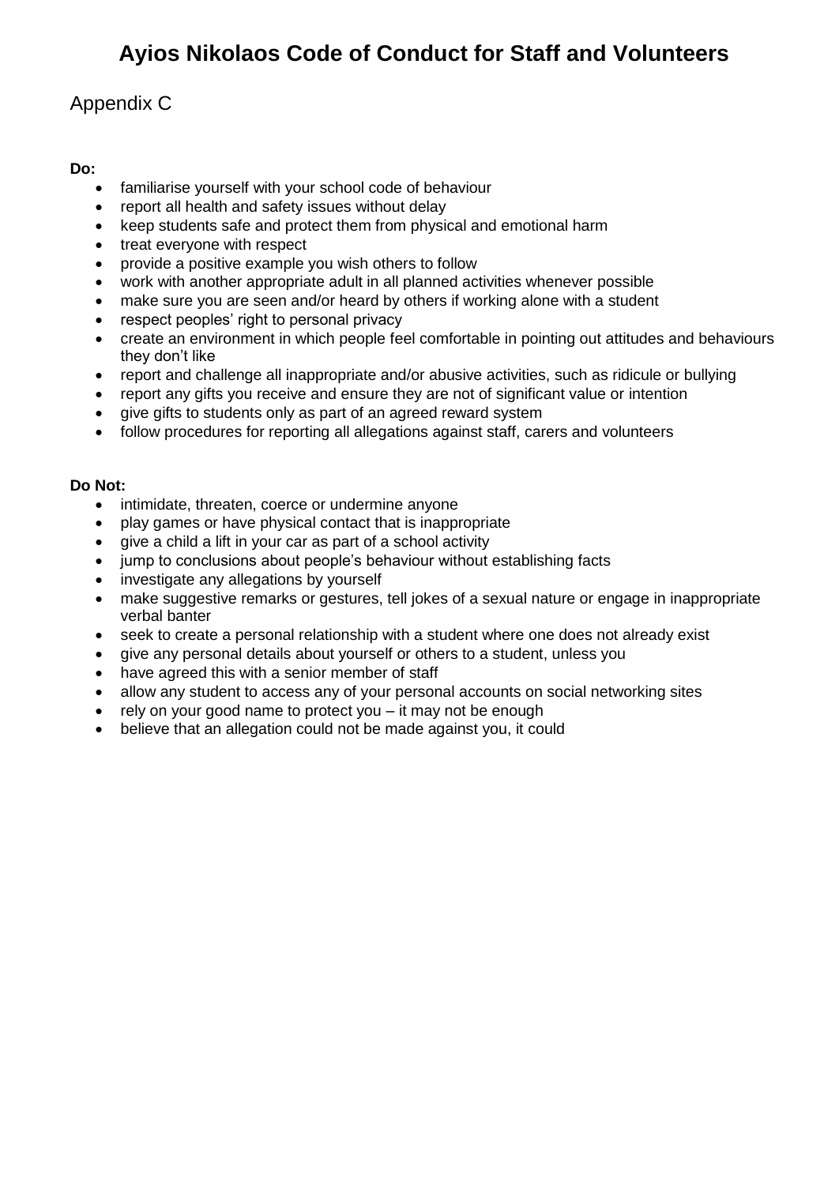# Ayios Nikolaos Code of Conduct for Staff and Volunteers

## Appendix C

**Do:**

- familiarise yourself with your school code of behaviour
- report all health and safety issues without delay
- keep students safe and protect them from physical and emotional harm
- treat everyone with respect
- provide a positive example you wish others to follow
- work with another appropriate adult in all planned activities whenever possible
- make sure you are seen and/or heard by others if working alone with a student
- respect peoples' right to personal privacy
- create an environment in which people feel comfortable in pointing out attitudes and behaviours they don't like
- report and challenge all inappropriate and/or abusive activities, such as ridicule or bullying
- report any gifts you receive and ensure they are not of significant value or intention
- give gifts to students only as part of an agreed reward system
- follow procedures for reporting all allegations against staff, carers and volunteers

**Do Not:**

- intimidate, threaten, coerce or undermine anyone
- play games or have physical contact that is inappropriate
- give a child a lift in your car as part of a school activity
- jump to conclusions about people's behaviour without establishing facts
- investigate any allegations by yourself
- make suggestive remarks or gestures, tell jokes of a sexual nature or engage in inappropriate verbal banter
- seek to create a personal relationship with a student where one does not already exist
- give any personal details about yourself or others to a student, unless you
- have agreed this with a senior member of staff
- allow any student to access any of your personal accounts on social networking sites
- rely on your good name to protect you – it may not be enough
- believe that an allegation could not be made against you, it could